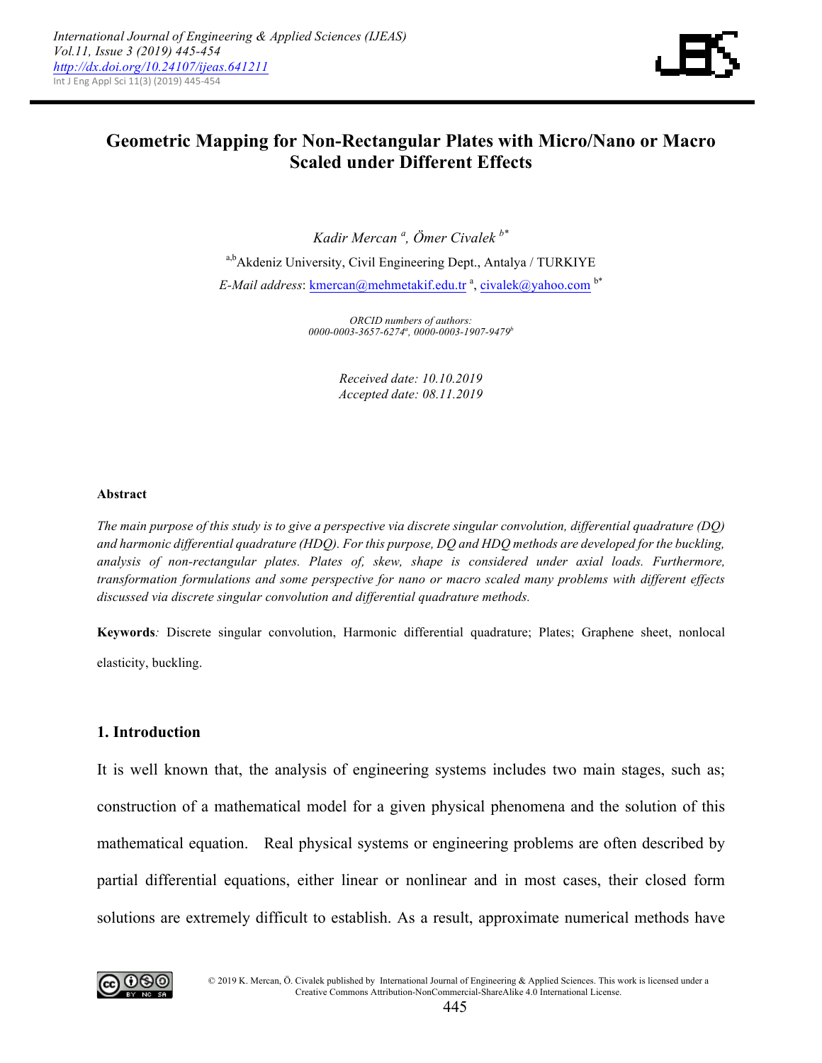# Geometric Mapping for Non-Rectangular Plates with Micro/Nano or Macro Scaled under Different Effects

*Kadir Mercan [a], Ömer Civalek [b*]*

[a,b]Akdeniz University, Civil Engineering Dept., Antalya / TURKIYE

*E-Mail address*: kmercan@mehmetakif.edu.tr [a], civalek@yahoo.com [b*]

*ORCID numbers of authors:*
*0000-0003-3657-6274[a], 0000-0003-1907-9479[b]*

*Received date: 10.10.2019*
*Accepted date: 08.11.2019*

#### Abstract

*The main purpose of this study is to give a perspective via discrete singular convolution, differential quadrature (DQ) and harmonic differential quadrature (HDQ). For this purpose, DQ and HDQ methods are developed for the buckling, analysis of non-rectangular plates. Plates of, skew, shape is considered under axial loads. Furthermore, transformation formulations and some perspective for nano or macro scaled many problems with different effects discussed via discrete singular convolution and differential quadrature methods.*

**Keywords***:* Discrete singular convolution, Harmonic differential quadrature; Plates; Graphene sheet, nonlocal elasticity, buckling.

## 1. Introduction

It is well known that, the analysis of engineering systems includes two main stages, such as; construction of a mathematical model for a given physical phenomena and the solution of this mathematical equation. Real physical systems or engineering problems are often described by partial differential equations, either linear or nonlinear and in most cases, their closed form solutions are extremely difficult to establish. As a result, approximate numerical methods have

© 2019 K. Mercan, Ö. Civalek published by International Journal of Engineering & Applied Sciences. This work is licensed under a Creative Commons Attribution-NonCommercial-ShareAlike 4.0 International License.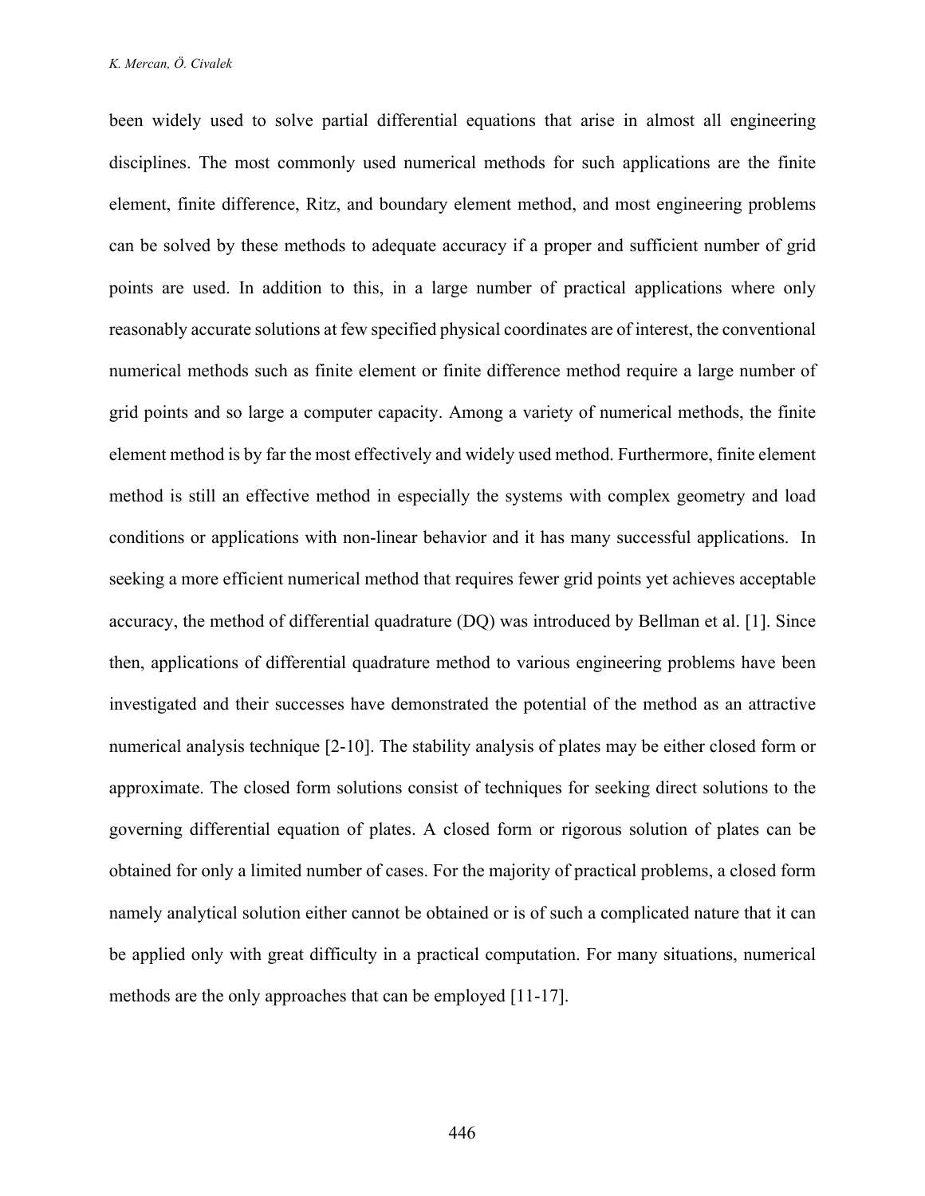been widely used to solve partial differential equations that arise in almost all engineering disciplines. The most commonly used numerical methods for such applications are the finite element, finite difference, Ritz, and boundary element method, and most engineering problems can be solved by these methods to adequate accuracy if a proper and sufficient number of grid points are used. In addition to this, in a large number of practical applications where only reasonably accurate solutions at few specified physical coordinates are of interest, the conventional numerical methods such as finite element or finite difference method require a large number of grid points and so large a computer capacity. Among a variety of numerical methods, the finite element method is by far the most effectively and widely used method. Furthermore, finite element method is still an effective method in especially the systems with complex geometry and load conditions or applications with non-linear behavior and it has many successful applications. In seeking a more efficient numerical method that requires fewer grid points yet achieves acceptable accuracy, the method of differential quadrature (DQ) was introduced by Bellman et al. [1]. Since then, applications of differential quadrature method to various engineering problems have been investigated and their successes have demonstrated the potential of the method as an attractive numerical analysis technique [2-10]. The stability analysis of plates may be either closed form or approximate. The closed form solutions consist of techniques for seeking direct solutions to the governing differential equation of plates. A closed form or rigorous solution of plates can be obtained for only a limited number of cases. For the majority of practical problems, a closed form namely analytical solution either cannot be obtained or is of such a complicated nature that it can be applied only with great difficulty in a practical computation. For many situations, numerical methods are the only approaches that can be employed [11-17].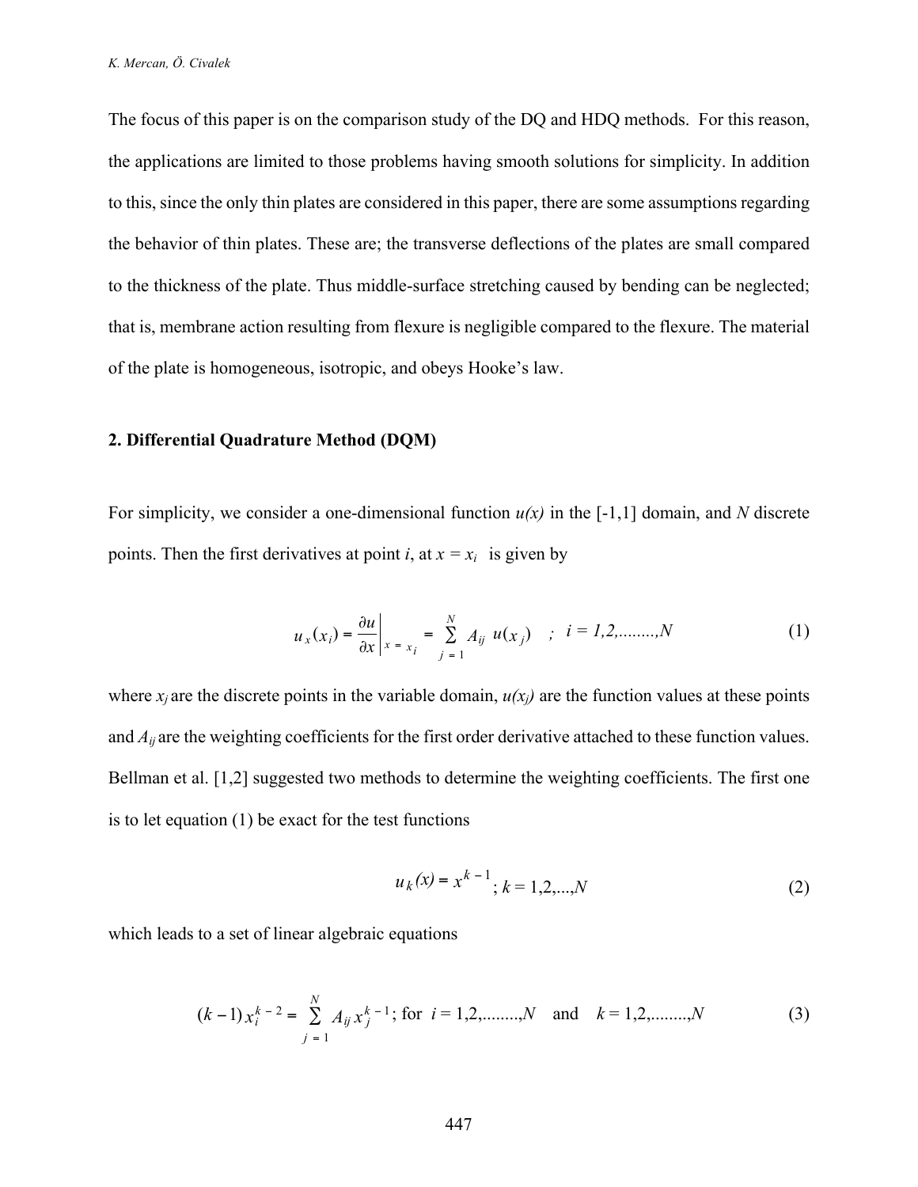The focus of this paper is on the comparison study of the DQ and HDQ methods. For this reason, the applications are limited to those problems having smooth solutions for simplicity. In addition to this, since the only thin plates are considered in this paper, there are some assumptions regarding the behavior of thin plates. These are; the transverse deflections of the plates are small compared to the thickness of the plate. Thus middle-surface stretching caused by bending can be neglected; that is, membrane action resulting from flexure is negligible compared to the flexure. The material of the plate is homogeneous, isotropic, and obeys Hooke's law.

## 2. Differential Quadrature Method (DQM)

For simplicity, we consider a one-dimensional function $u(x)$ in the [-1,1] domain, and $N$ discrete points. Then the first derivatives at point $i$, at $x = x_i$ is given by

$$u_x(x_i) = \left.\frac{\partial u}{\partial x}\right|_{x = x_i} = \sum_{j=1}^{N} A_{ij}\, u(x_j) \quad ; \quad i = 1,2,........,N \tag{1}$$

where $x_j$ are the discrete points in the variable domain, $u(x_j)$ are the function values at these points and $A_{ij}$ are the weighting coefficients for the first order derivative attached to these function values. Bellman et al. [1,2] suggested two methods to determine the weighting coefficients. The first one is to let equation (1) be exact for the test functions

$$u_k(x) = x^{k-1}; \; k = 1,2,...,N \tag{2}$$

which leads to a set of linear algebraic equations

$$(k-1)\, x_i^{k-2} = \sum_{j=1}^{N} A_{ij}\, x_j^{k-1}; \text{ for } \; i = 1,2,........,N \quad \text{and} \quad k = 1,2,........,N \tag{3}$$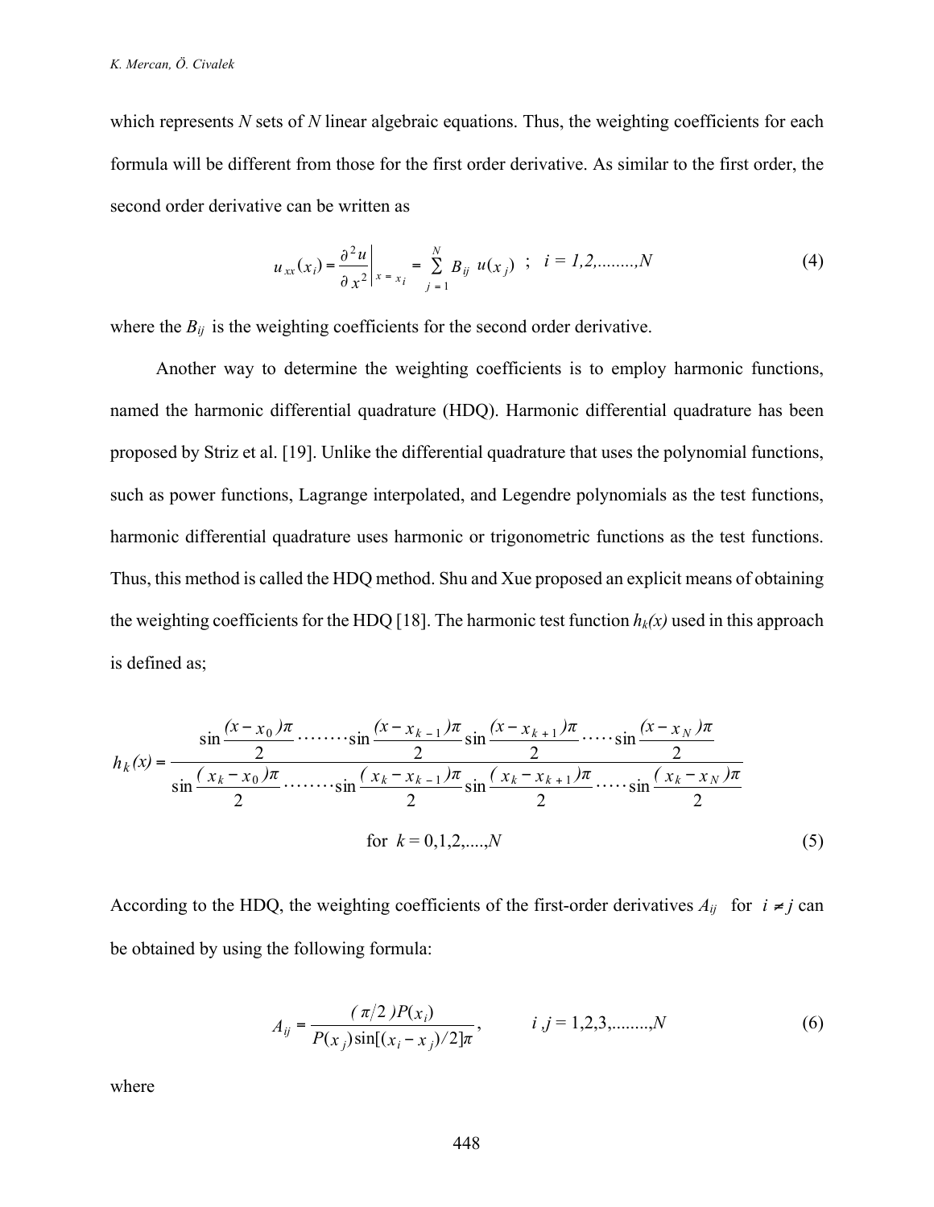which represents $N$ sets of $N$ linear algebraic equations. Thus, the weighting coefficients for each formula will be different from those for the first order derivative. As similar to the first order, the second order derivative can be written as

$$u_{xx}(x_i) = \left.\frac{\partial^2 u}{\partial x^2}\right|_{x = x_i} = \sum_{j=1}^{N} B_{ij}\ u(x_j) \ \ ; \ \ i = 1,2,........,N \tag{4}$$

where the $B_{ij}$ is the weighting coefficients for the second order derivative.

Another way to determine the weighting coefficients is to employ harmonic functions, named the harmonic differential quadrature (HDQ). Harmonic differential quadrature has been proposed by Striz et al. [19]. Unlike the differential quadrature that uses the polynomial functions, such as power functions, Lagrange interpolated, and Legendre polynomials as the test functions, harmonic differential quadrature uses harmonic or trigonometric functions as the test functions. Thus, this method is called the HDQ method. Shu and Xue proposed an explicit means of obtaining the weighting coefficients for the HDQ [18]. The harmonic test function $h_k(x)$ used in this approach is defined as;

$$h_k(x) = \frac{\sin\dfrac{(x - x_0)\pi}{2} \cdots\cdots \sin\dfrac{(x - x_{k-1})\pi}{2} \sin\dfrac{(x - x_{k+1})\pi}{2} \cdots \sin\dfrac{(x - x_N)\pi}{2}}{\sin\dfrac{(x_k - x_0)\pi}{2} \cdots\cdots \sin\dfrac{(x_k - x_{k-1})\pi}{2} \sin\dfrac{(x_k - x_{k+1})\pi}{2} \cdots \sin\dfrac{(x_k - x_N)\pi}{2}}$$

$$\text{for } k = 0,1,2,....,N \tag{5}$$

According to the HDQ, the weighting coefficients of the first-order derivatives $A_{ij}$ for $i \neq j$ can be obtained by using the following formula:

$$A_{ij} = \frac{(\pi/2)P(x_i)}{P(x_j)\sin[(x_i - x_j)/2]\pi}, \qquad i,j = 1,2,3,........,N \tag{6}$$

where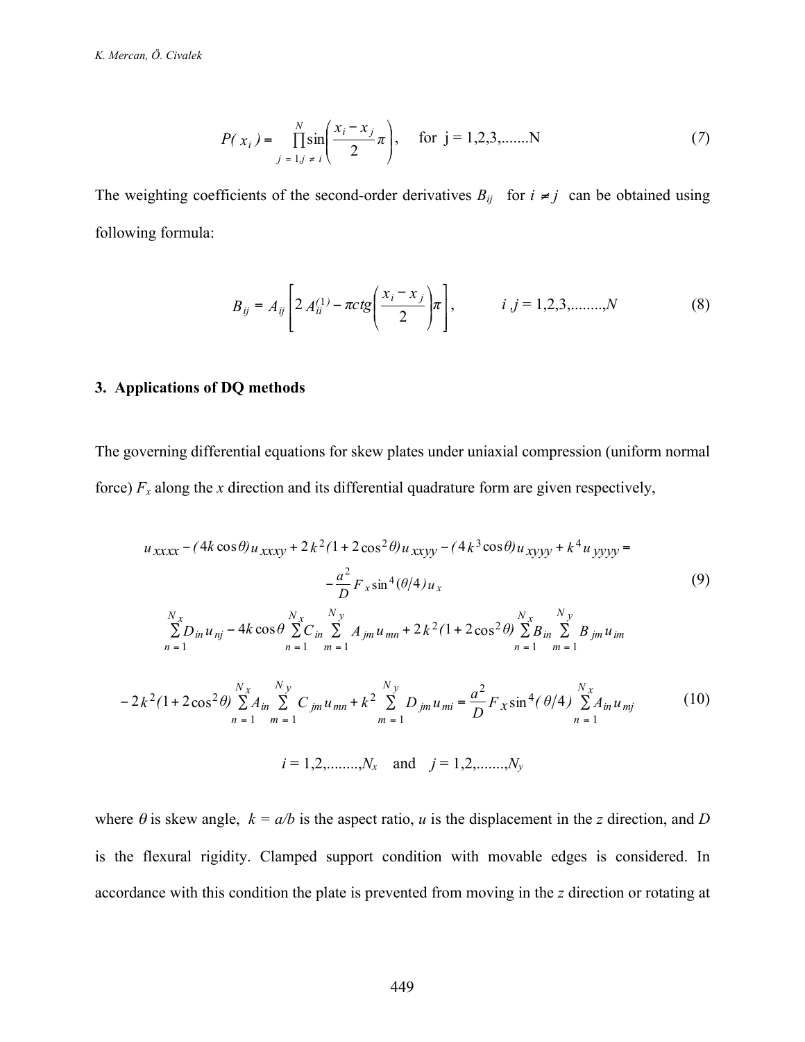$$P(x_i) = \prod_{j=1, j \neq i}^{N} \sin\left(\frac{x_i - x_j}{2}\pi\right), \quad \text{for } j = 1,2,3,.......N \tag{7}$$

The weighting coefficients of the second-order derivatives $B_{ij}$ for $i \neq j$ can be obtained using following formula:

$$B_{ij} = A_{ij}\left[2\,A_{ii}^{(1)} - \pi ctg\left(\frac{x_i - x_j}{2}\right)\pi\right], \qquad i,j = 1,2,3,........,N \tag{8}$$

### 3. Applications of DQ methods

The governing differential equations for skew plates under uniaxial compression (uniform normal force) $F_x$ along the $x$ direction and its differential quadrature form are given respectively,

$$u_{xxxx} - (4k\cos\theta)u_{xxxy} + 2k^2(1+2\cos^2\theta)u_{xxyy} - (4k^3\cos\theta)u_{xyyy} + k^4 u_{yyyy} = -\frac{a^2}{D}F_x \sin^4(\theta/4)u_x \tag{9}$$

$$\sum_{n=1}^{N_x} D_{in}u_{nj} - 4k\cos\theta \sum_{n=1}^{N_x} C_{in} \sum_{m=1}^{N_y} A_{jm}u_{mn} + 2k^2(1+2\cos^2\theta) \sum_{n=1}^{N_x} B_{in} \sum_{m=1}^{N_y} B_{jm}u_{im}$$

$$-2k^2(1+2\cos^2\theta) \sum_{n=1}^{N_x} A_{in} \sum_{m=1}^{N_y} C_{jm}u_{mn} + k^2 \sum_{m=1}^{N_y} D_{jm}u_{mi} = \frac{a^2}{D}F_x \sin^4(\theta/4) \sum_{n=1}^{N_x} A_{in}u_{mj} \tag{10}$$

$$i = 1,2,........,N_x \quad \text{and} \quad j = 1,2,.......,N_y$$

where $\theta$ is skew angle, $k = a/b$ is the aspect ratio, $u$ is the displacement in the $z$ direction, and $D$ is the flexural rigidity. Clamped support condition with movable edges is considered. In accordance with this condition the plate is prevented from moving in the $z$ direction or rotating at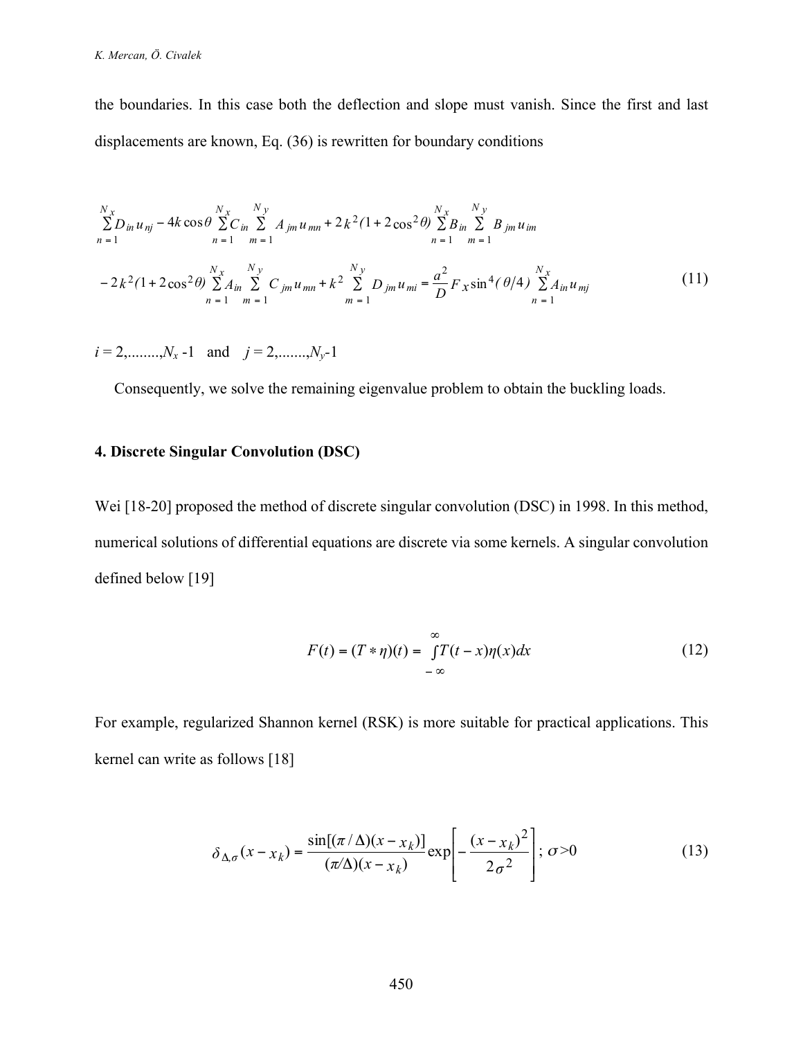the boundaries. In this case both the deflection and slope must vanish. Since the first and last displacements are known, Eq. (36) is rewritten for boundary conditions

$$\sum_{n=1}^{N_x} D_{in} u_{nj} - 4k\cos\theta \sum_{n=1}^{N_x} C_{in} \sum_{m=1}^{N_y} A_{jm} u_{mn} + 2k^2(1+2\cos^2\theta) \sum_{n=1}^{N_x} B_{in} \sum_{m=1}^{N_y} B_{jm} u_{im}$$

$$-2k^2(1+2\cos^2\theta) \sum_{n=1}^{N_x} A_{in} \sum_{m=1}^{N_y} C_{jm} u_{mn} + k^2 \sum_{m=1}^{N_y} D_{jm} u_{mi} = \frac{a^2}{D} F_x \sin^4(\theta/4) \sum_{n=1}^{N_x} A_{in} u_{mj} \tag{11}$$

$i = 2,........,N_x - 1$ and $j = 2,.......,N_y - 1$

Consequently, we solve the remaining eigenvalue problem to obtain the buckling loads.

## 4. Discrete Singular Convolution (DSC)

Wei [18-20] proposed the method of discrete singular convolution (DSC) in 1998. In this method, numerical solutions of differential equations are discrete via some kernels. A singular convolution defined below [19]

$$F(t) = (T * \eta)(t) = \int_{-\infty}^{\infty} T(t-x)\eta(x)dx \tag{12}$$

For example, regularized Shannon kernel (RSK) is more suitable for practical applications. This kernel can write as follows [18]

$$\delta_{\Delta,\sigma}(x - x_k) = \frac{\sin[(\pi/\Delta)(x - x_k)]}{(\pi/\Delta)(x - x_k)} \exp\left[-\frac{(x - x_k)^2}{2\sigma^2}\right]; \ \sigma > 0 \tag{13}$$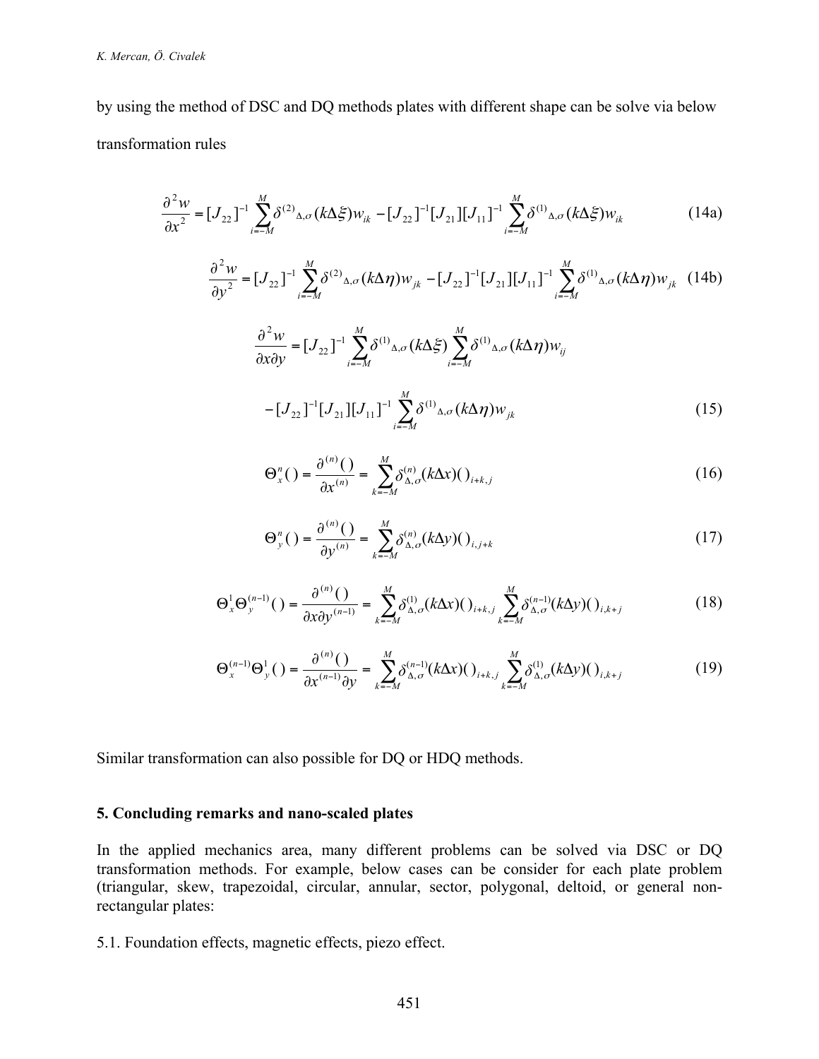by using the method of DSC and DQ methods plates with different shape can be solve via below transformation rules

$$\frac{\partial^2 w}{\partial x^2} = [J_{22}]^{-1} \sum_{i=-M}^{M} \delta^{(2)}{}_{\Delta,\sigma}(k\Delta\xi) w_{ik} - [J_{22}]^{-1}[J_{21}][J_{11}]^{-1} \sum_{i=-M}^{M} \delta^{(1)}{}_{\Delta,\sigma}(k\Delta\xi) w_{ik} \tag{14a}$$

$$\frac{\partial^2 w}{\partial y^2} = [J_{22}]^{-1} \sum_{i=-M}^{M} \delta^{(2)}{}_{\Delta,\sigma}(k\Delta\eta) w_{jk} - [J_{22}]^{-1}[J_{21}][J_{11}]^{-1} \sum_{i=-M}^{M} \delta^{(1)}{}_{\Delta,\sigma}(k\Delta\eta) w_{jk} \tag{14b}$$

$$\frac{\partial^2 w}{\partial x \partial y} = [J_{22}]^{-1} \sum_{i=-M}^{M} \delta^{(1)}{}_{\Delta,\sigma}(k\Delta\xi) \sum_{i=-M}^{M} \delta^{(1)}{}_{\Delta,\sigma}(k\Delta\eta) w_{ij}$$

$$- [J_{22}]^{-1}[J_{21}][J_{11}]^{-1} \sum_{i=-M}^{M} \delta^{(1)}{}_{\Delta,\sigma}(k\Delta\eta) w_{jk} \tag{15}$$

$$\Theta_x^n(\,) = \frac{\partial^{(n)}(\,)}{\partial x^{(n)}} = \sum_{k=-M}^{M} \delta_{\Delta,\sigma}^{(n)}(k\Delta x)(\,)_{i+k,j} \tag{16}$$

$$\Theta_y^n(\,) = \frac{\partial^{(n)}(\,)}{\partial y^{(n)}} = \sum_{k=-M}^{M} \delta_{\Delta,\sigma}^{(n)}(k\Delta y)(\,)_{i,j+k} \tag{17}$$

$$\Theta_x^1 \Theta_y^{(n-1)}(\,) = \frac{\partial^{(n)}(\,)}{\partial x \partial y^{(n-1)}} = \sum_{k=-M}^{M} \delta_{\Delta,\sigma}^{(1)}(k\Delta x)(\,)_{i+k,j} \sum_{k=-M}^{M} \delta_{\Delta,\sigma}^{(n-1)}(k\Delta y)(\,)_{i,k+j} \tag{18}$$

$$\Theta_x^{(n-1)} \Theta_y^1(\,) = \frac{\partial^{(n)}(\,)}{\partial x^{(n-1)} \partial y} = \sum_{k=-M}^{M} \delta_{\Delta,\sigma}^{(n-1)}(k\Delta x)(\,)_{i+k,j} \sum_{k=-M}^{M} \delta_{\Delta,\sigma}^{(1)}(k\Delta y)(\,)_{i,k+j} \tag{19}$$

Similar transformation can also possible for DQ or HDQ methods.

## 5. Concluding remarks and nano-scaled plates

In the applied mechanics area, many different problems can be solved via DSC or DQ transformation methods. For example, below cases can be consider for each plate problem (triangular, skew, trapezoidal, circular, annular, sector, polygonal, deltoid, or general non-rectangular plates:

5.1. Foundation effects, magnetic effects, piezo effect.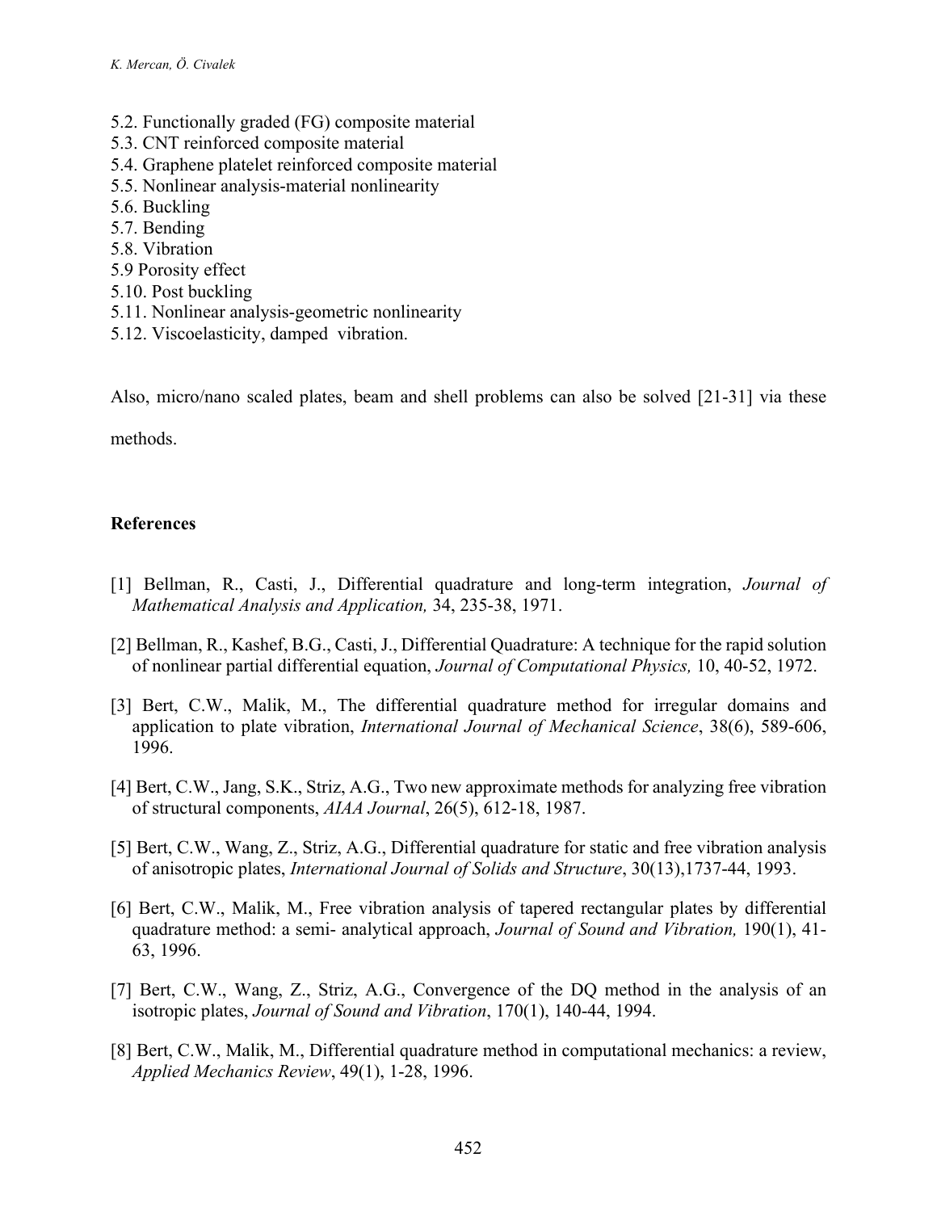5.2. Functionally graded (FG) composite material
5.3. CNT reinforced composite material
5.4. Graphene platelet reinforced composite material
5.5. Nonlinear analysis-material nonlinearity
5.6. Buckling
5.7. Bending
5.8. Vibration
5.9 Porosity effect
5.10. Post buckling
5.11. Nonlinear analysis-geometric nonlinearity
5.12. Viscoelasticity, damped vibration.

Also, micro/nano scaled plates, beam and shell problems can also be solved [21-31] via these methods.

**References**

[1] Bellman, R., Casti, J., Differential quadrature and long-term integration, *Journal of Mathematical Analysis and Application,* 34, 235-38, 1971.

[2] Bellman, R., Kashef, B.G., Casti, J., Differential Quadrature: A technique for the rapid solution of nonlinear partial differential equation, *Journal of Computational Physics,* 10, 40-52, 1972.

[3] Bert, C.W., Malik, M., The differential quadrature method for irregular domains and application to plate vibration, *International Journal of Mechanical Science*, 38(6), 589-606, 1996.

[4] Bert, C.W., Jang, S.K., Striz, A.G., Two new approximate methods for analyzing free vibration of structural components, *AIAA Journal*, 26(5), 612-18, 1987.

[5] Bert, C.W., Wang, Z., Striz, A.G., Differential quadrature for static and free vibration analysis of anisotropic plates, *International Journal of Solids and Structure*, 30(13),1737-44, 1993.

[6] Bert, C.W., Malik, M., Free vibration analysis of tapered rectangular plates by differential quadrature method: a semi- analytical approach, *Journal of Sound and Vibration,* 190(1), 41-63, 1996.

[7] Bert, C.W., Wang, Z., Striz, A.G., Convergence of the DQ method in the analysis of an isotropic plates, *Journal of Sound and Vibration*, 170(1), 140-44, 1994.

[8] Bert, C.W., Malik, M., Differential quadrature method in computational mechanics: a review, *Applied Mechanics Review*, 49(1), 1-28, 1996.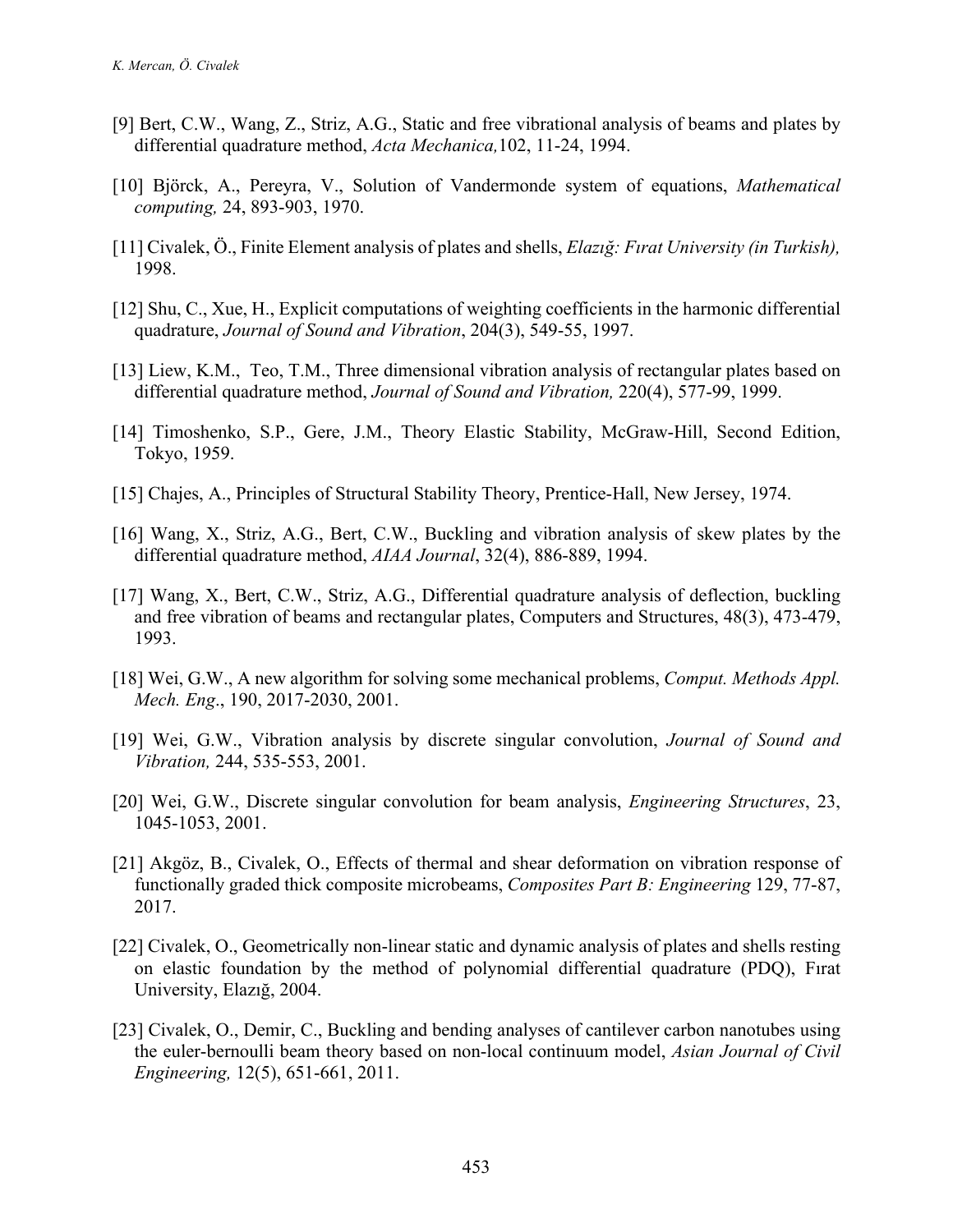[9] Bert, C.W., Wang, Z., Striz, A.G., Static and free vibrational analysis of beams and plates by differential quadrature method, *Acta Mechanica,*102, 11-24, 1994.

[10] Björck, A., Pereyra, V., Solution of Vandermonde system of equations, *Mathematical computing,* 24, 893-903, 1970.

[11] Civalek, Ö., Finite Element analysis of plates and shells, *Elazığ: Fırat University (in Turkish),* 1998.

[12] Shu, C., Xue, H., Explicit computations of weighting coefficients in the harmonic differential quadrature, *Journal of Sound and Vibration*, 204(3), 549-55, 1997.

[13] Liew, K.M., Teo, T.M., Three dimensional vibration analysis of rectangular plates based on differential quadrature method, *Journal of Sound and Vibration,* 220(4), 577-99, 1999.

[14] Timoshenko, S.P., Gere, J.M., Theory Elastic Stability, McGraw-Hill, Second Edition, Tokyo, 1959.

[15] Chajes, A., Principles of Structural Stability Theory, Prentice-Hall, New Jersey, 1974.

[16] Wang, X., Striz, A.G., Bert, C.W., Buckling and vibration analysis of skew plates by the differential quadrature method, *AIAA Journal*, 32(4), 886-889, 1994.

[17] Wang, X., Bert, C.W., Striz, A.G., Differential quadrature analysis of deflection, buckling and free vibration of beams and rectangular plates, Computers and Structures, 48(3), 473-479, 1993.

[18] Wei, G.W., A new algorithm for solving some mechanical problems, *Comput. Methods Appl. Mech. Eng*., 190, 2017-2030, 2001.

[19] Wei, G.W., Vibration analysis by discrete singular convolution, *Journal of Sound and Vibration,* 244, 535-553, 2001.

[20] Wei, G.W., Discrete singular convolution for beam analysis, *Engineering Structures*, 23, 1045-1053, 2001.

[21] Akgöz, B., Civalek, O., Effects of thermal and shear deformation on vibration response of functionally graded thick composite microbeams, *Composites Part B: Engineering* 129, 77-87, 2017.

[22] Civalek, O., Geometrically non-linear static and dynamic analysis of plates and shells resting on elastic foundation by the method of polynomial differential quadrature (PDQ), Fırat University, Elazığ, 2004.

[23] Civalek, O., Demir, C., Buckling and bending analyses of cantilever carbon nanotubes using the euler-bernoulli beam theory based on non-local continuum model, *Asian Journal of Civil Engineering,* 12(5), 651-661, 2011.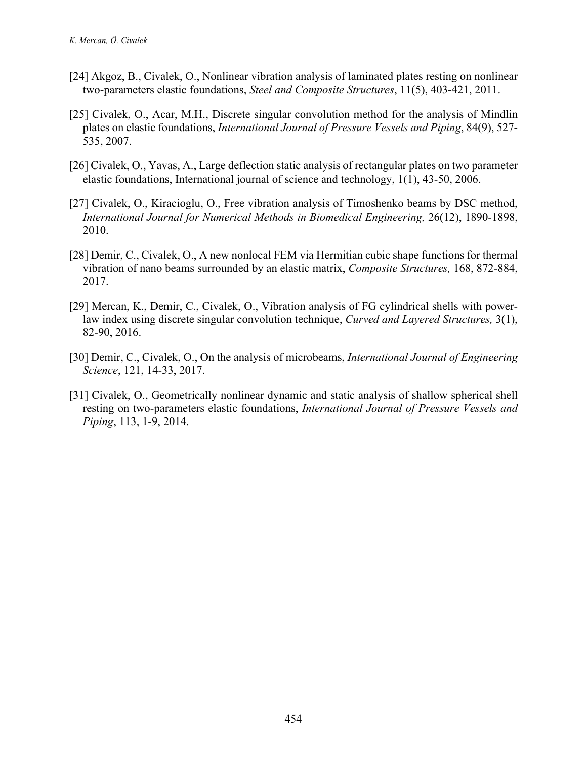[24] Akgoz, B., Civalek, O., Nonlinear vibration analysis of laminated plates resting on nonlinear two-parameters elastic foundations, *Steel and Composite Structures*, 11(5), 403-421, 2011.

[25] Civalek, O., Acar, M.H., Discrete singular convolution method for the analysis of Mindlin plates on elastic foundations, *International Journal of Pressure Vessels and Piping*, 84(9), 527-535, 2007.

[26] Civalek, O., Yavas, A., Large deflection static analysis of rectangular plates on two parameter elastic foundations, International journal of science and technology, 1(1), 43-50, 2006.

[27] Civalek, O., Kiracioglu, O., Free vibration analysis of Timoshenko beams by DSC method, *International Journal for Numerical Methods in Biomedical Engineering,* 26(12), 1890-1898, 2010.

[28] Demir, C., Civalek, O., A new nonlocal FEM via Hermitian cubic shape functions for thermal vibration of nano beams surrounded by an elastic matrix, *Composite Structures,* 168, 872-884, 2017.

[29] Mercan, K., Demir, C., Civalek, O., Vibration analysis of FG cylindrical shells with power-law index using discrete singular convolution technique, *Curved and Layered Structures,* 3(1), 82-90, 2016.

[30] Demir, C., Civalek, O., On the analysis of microbeams, *International Journal of Engineering Science*, 121, 14-33, 2017.

[31] Civalek, O., Geometrically nonlinear dynamic and static analysis of shallow spherical shell resting on two-parameters elastic foundations, *International Journal of Pressure Vessels and Piping*, 113, 1-9, 2014.